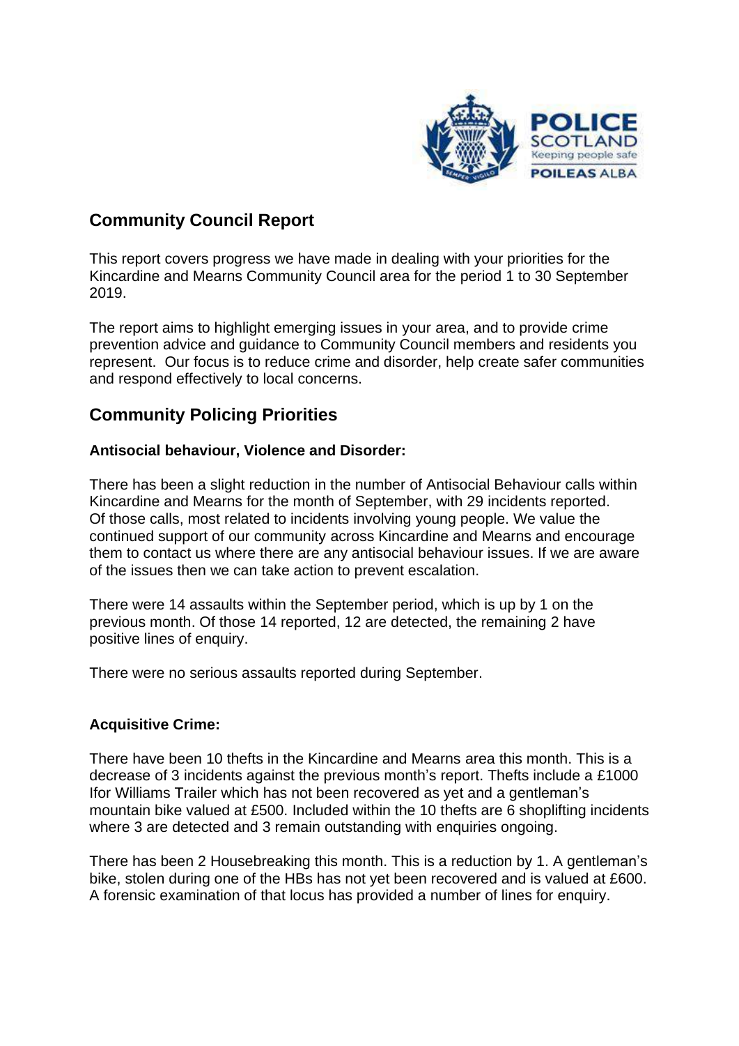## Community Council Report

This report covers progress we have made in dealing with your priorities for the Kincardine and Mearns Community Council area for the period 1 to 30 September 2019.

The report aims to highlight emerging issues in your area, and to provide crime prevention advice and guidance to Community Council members and residents you represent. Our focus is to reduce crime and disorder, help create safer communities and respond effectively to local concerns.

## Community Policing Priorities

### Antisocial behaviour, Violence and Disorder:

There has been a slight reduction in the number of Antisocial Behaviour calls within Kincardine and Mearns for the month of September, with 29 incidents reported. Of those calls, most related to incidents involving young people. We value the continued support of our community across Kincardine and Mearns and encourage them to contact us where there are any antisocial behaviour issues. If we are aware of the issues then we can take action to prevent escalation.

There were 14 assaults within the September period, which is up by 1 on the previous month. Of those 14 reported, 12 are detected, the remaining 2 have positive lines of enquiry.

There were no serious assaults reported during September.

### Acquisitive Crime:

There have been 10 thefts in the Kincardine and Mearns area this month. This is a decrease of 3 incidents against the previous month's report. Thefts include a £1000 Ifor Williams Trailer which has not been recovered as yet and a gentleman's mountain bike valued at £500. Included within the 10 thefts are 6 shoplifting incidents where 3 are detected and 3 remain outstanding with enquiries ongoing.

There has been 2 Housebreaking this month. This is a reduction by 1. A gentleman's bike, stolen during one of the HBs has not yet been recovered and is valued at £600. A forensic examination of that locus has provided a number of lines for enquiry.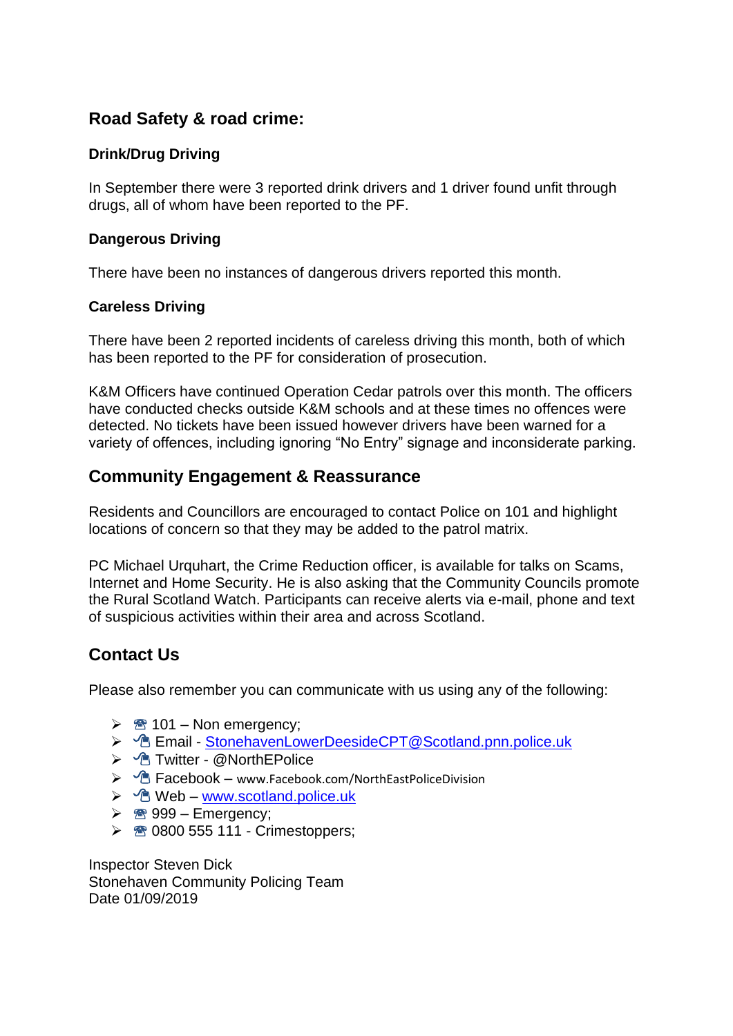## Road Safety & road crime:

### Drink/Drug Driving

In September there were 3 reported drink drivers and 1 driver found unfit through drugs, all of whom have been reported to the PF.

### Dangerous Driving

There have been no instances of dangerous drivers reported this month.

### Careless Driving

There have been 2 reported incidents of careless driving this month, both of which has been reported to the PF for consideration of prosecution.

K&M Officers have continued Operation Cedar patrols over this month. The officers have conducted checks outside K&M schools and at these times no offences were detected. No tickets have been issued however drivers have been warned for a variety of offences, including ignoring "No Entry" signage and inconsiderate parking.

## Community Engagement & Reassurance

Residents and Councillors are encouraged to contact Police on 101 and highlight locations of concern so that they may be added to the patrol matrix.

PC Michael Urquhart, the Crime Reduction officer, is available for talks on Scams, Internet and Home Security. He is also asking that the Community Councils promote the Rural Scotland Watch. Participants can receive alerts via e-mail, phone and text of suspicious activities within their area and across Scotland.

## Contact Us

Please also remember you can communicate with us using any of the following:

- ☎ 101 – Non emergency;
- Email - StonehavenLowerDeesideCPT@Scotland.pnn.police.uk
- Twitter - @NorthEPolice
- Facebook – www.Facebook.com/NorthEastPoliceDivision
- Web – www.scotland.police.uk
- ☎ 999 – Emergency;
- ☎ 0800 555 111 - Crimestoppers;

Inspector Steven Dick
Stonehaven Community Policing Team
Date 01/09/2019